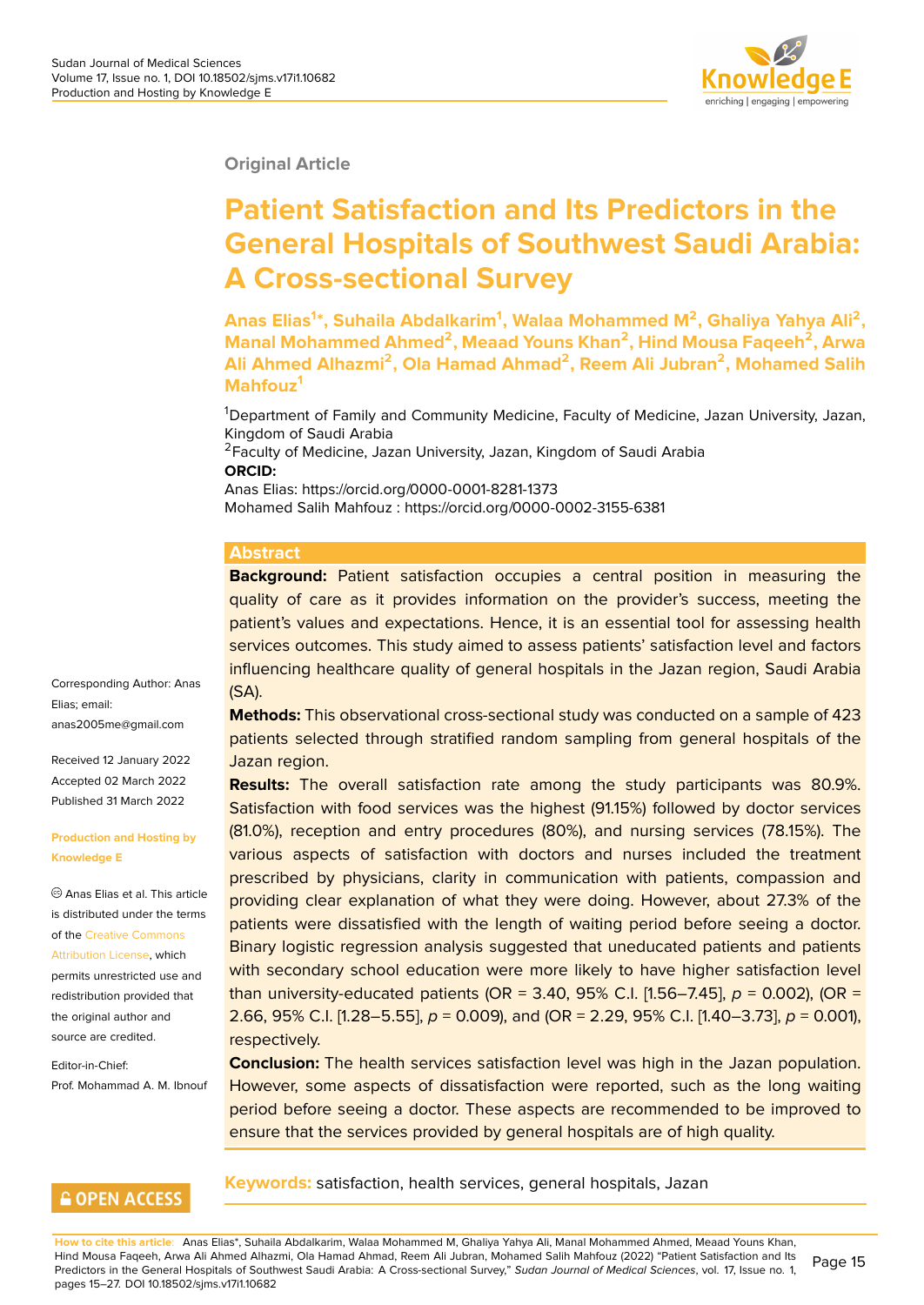Original Article

# Patient Satisfaction and Its Predictors in the General Hospitals of Southwest Saudi Arabia: A Cross-sectional Survey

**Anas Elias[1]*, Suhaila Abdalkarim[1], Walaa Mohammed M[2], Ghaliya Yahya Ali[2], Manal Mohammed Ahmed[2], Meaad Youns Khan[2], Hind Mousa Faqeeh[2], Arwa Ali Ahmed Alhazmi[2], Ola Hamad Ahmad[2], Reem Ali Jubran[2], Mohamed Salih Mahfouz[1]**

[1]Department of Family and Community Medicine, Faculty of Medicine, Jazan University, Jazan, Kingdom of Saudi Arabia
[2]Faculty of Medicine, Jazan University, Jazan, Kingdom of Saudi Arabia

**ORCID:**
Anas Elias: https://orcid.org/0000-0001-8281-1373
Mohamed Salih Mahfouz : https://orcid.org/0000-0002-3155-6381

## Abstract

**Background:** Patient satisfaction occupies a central position in measuring the quality of care as it provides information on the provider's success, meeting the patient's values and expectations. Hence, it is an essential tool for assessing health services outcomes. This study aimed to assess patients' satisfaction level and factors influencing healthcare quality of general hospitals in the Jazan region, Saudi Arabia (SA).

**Methods:** This observational cross-sectional study was conducted on a sample of 423 patients selected through stratified random sampling from general hospitals of the Jazan region.

**Results:** The overall satisfaction rate among the study participants was 80.9%. Satisfaction with food services was the highest (91.15%) followed by doctor services (81.0%), reception and entry procedures (80%), and nursing services (78.15%). The various aspects of satisfaction with doctors and nurses included the treatment prescribed by physicians, clarity in communication with patients, compassion and providing clear explanation of what they were doing. However, about 27.3% of the patients were dissatisfied with the length of waiting period before seeing a doctor. Binary logistic regression analysis suggested that uneducated patients and patients with secondary school education were more likely to have higher satisfaction level than university-educated patients (OR = 3.40, 95% C.I. [1.56–7.45], $p$ = 0.002), (OR = 2.66, 95% C.I. [1.28–5.55], $p$ = 0.009), and (OR = 2.29, 95% C.I. [1.40–3.73], $p$ = 0.001), respectively.

**Conclusion:** The health services satisfaction level was high in the Jazan population. However, some aspects of dissatisfaction were reported, such as the long waiting period before seeing a doctor. These aspects are recommended to be improved to ensure that the services provided by general hospitals are of high quality.

**Keywords:** satisfaction, health services, general hospitals, Jazan

Corresponding Author: Anas Elias; email: anas2005me@gmail.com

Received 12 January 2022
Accepted 02 March 2022
Published 31 March 2022

**Production and Hosting by Knowledge E**

© Anas Elias et al. This article is distributed under the terms of the Creative Commons Attribution License, which permits unrestricted use and redistribution provided that the original author and source are credited.

Editor-in-Chief:
Prof. Mohammad A. M. Ibnouf

OPEN ACCESS

How to cite this article: Anas Elias*, Suhaila Abdalkarim, Walaa Mohammed M, Ghaliya Yahya Ali, Manal Mohammed Ahmed, Meaad Youns Khan, Hind Mousa Faqeeh, Arwa Ali Ahmed Alhazmi, Ola Hamad Ahmad, Reem Ali Jubran, Mohamed Salih Mahfouz (2022) "Patient Satisfaction and Its Predictors in the General Hospitals of Southwest Saudi Arabia: A Cross-sectional Survey," *Sudan Journal of Medical Sciences*, vol. 17, Issue no. 1, pages 15–27. DOI 10.18502/sjms.v17i1.10682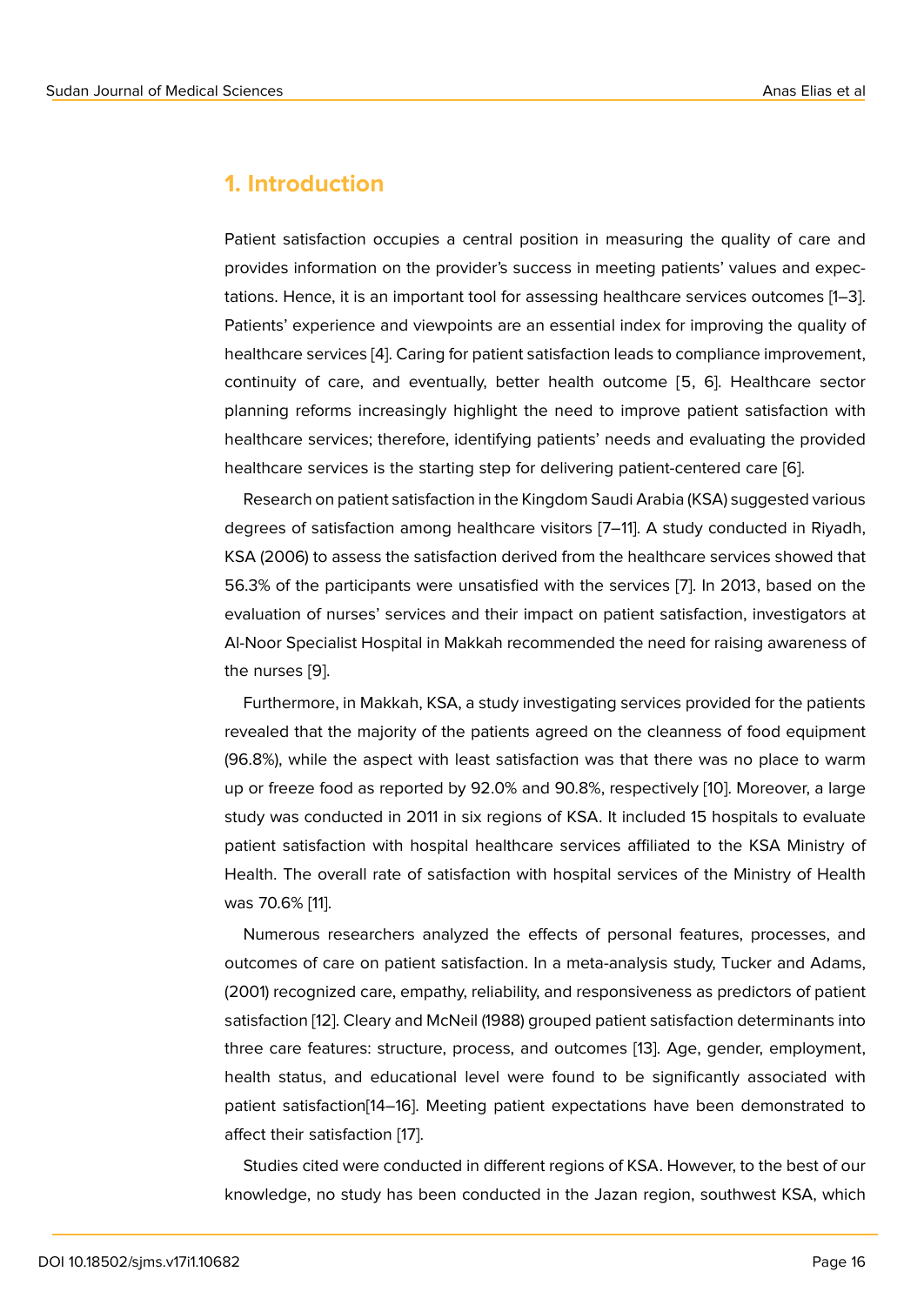## 1. Introduction

Patient satisfaction occupies a central position in measuring the quality of care and provides information on the provider's success in meeting patients' values and expectations. Hence, it is an important tool for assessing healthcare services outcomes [1–3]. Patients' experience and viewpoints are an essential index for improving the quality of healthcare services [4]. Caring for patient satisfaction leads to compliance improvement, continuity of care, and eventually, better health outcome [5, 6]. Healthcare sector planning reforms increasingly highlight the need to improve patient satisfaction with healthcare services; therefore, identifying patients' needs and evaluating the provided healthcare services is the starting step for delivering patient-centered care [6].

Research on patient satisfaction in the Kingdom Saudi Arabia (KSA) suggested various degrees of satisfaction among healthcare visitors [7–11]. A study conducted in Riyadh, KSA (2006) to assess the satisfaction derived from the healthcare services showed that 56.3% of the participants were unsatisfied with the services [7]. In 2013, based on the evaluation of nurses' services and their impact on patient satisfaction, investigators at Al-Noor Specialist Hospital in Makkah recommended the need for raising awareness of the nurses [9].

Furthermore, in Makkah, KSA, a study investigating services provided for the patients revealed that the majority of the patients agreed on the cleanness of food equipment (96.8%), while the aspect with least satisfaction was that there was no place to warm up or freeze food as reported by 92.0% and 90.8%, respectively [10]. Moreover, a large study was conducted in 2011 in six regions of KSA. It included 15 hospitals to evaluate patient satisfaction with hospital healthcare services affiliated to the KSA Ministry of Health. The overall rate of satisfaction with hospital services of the Ministry of Health was 70.6% [11].

Numerous researchers analyzed the effects of personal features, processes, and outcomes of care on patient satisfaction. In a meta-analysis study, Tucker and Adams, (2001) recognized care, empathy, reliability, and responsiveness as predictors of patient satisfaction [12]. Cleary and McNeil (1988) grouped patient satisfaction determinants into three care features: structure, process, and outcomes [13]. Age, gender, employment, health status, and educational level were found to be significantly associated with patient satisfaction[14–16]. Meeting patient expectations have been demonstrated to affect their satisfaction [17].

Studies cited were conducted in different regions of KSA. However, to the best of our knowledge, no study has been conducted in the Jazan region, southwest KSA, which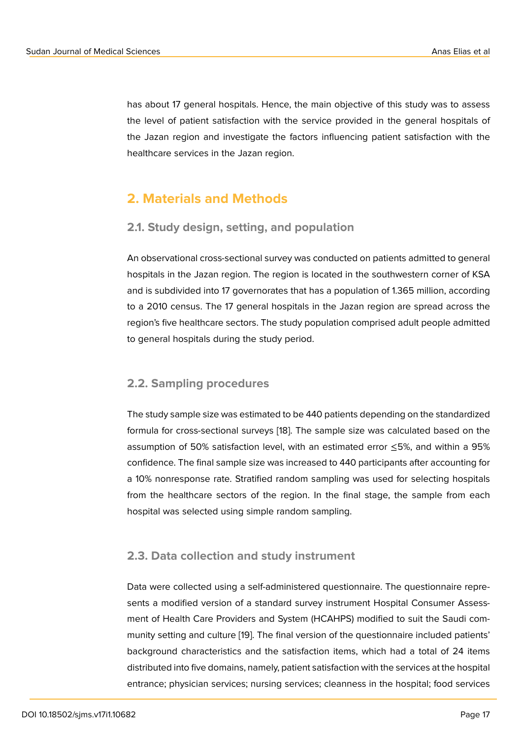has about 17 general hospitals. Hence, the main objective of this study was to assess the level of patient satisfaction with the service provided in the general hospitals of the Jazan region and investigate the factors influencing patient satisfaction with the healthcare services in the Jazan region.

## 2. Materials and Methods

### 2.1. Study design, setting, and population

An observational cross-sectional survey was conducted on patients admitted to general hospitals in the Jazan region. The region is located in the southwestern corner of KSA and is subdivided into 17 governorates that has a population of 1.365 million, according to a 2010 census. The 17 general hospitals in the Jazan region are spread across the region's five healthcare sectors. The study population comprised adult people admitted to general hospitals during the study period.

### 2.2. Sampling procedures

The study sample size was estimated to be 440 patients depending on the standardized formula for cross-sectional surveys [18]. The sample size was calculated based on the assumption of 50% satisfaction level, with an estimated error ≤5%, and within a 95% confidence. The final sample size was increased to 440 participants after accounting for a 10% nonresponse rate. Stratified random sampling was used for selecting hospitals from the healthcare sectors of the region. In the final stage, the sample from each hospital was selected using simple random sampling.

### 2.3. Data collection and study instrument

Data were collected using a self-administered questionnaire. The questionnaire represents a modified version of a standard survey instrument Hospital Consumer Assessment of Health Care Providers and System (HCAHPS) modified to suit the Saudi community setting and culture [19]. The final version of the questionnaire included patients' background characteristics and the satisfaction items, which had a total of 24 items distributed into five domains, namely, patient satisfaction with the services at the hospital entrance; physician services; nursing services; cleanness in the hospital; food services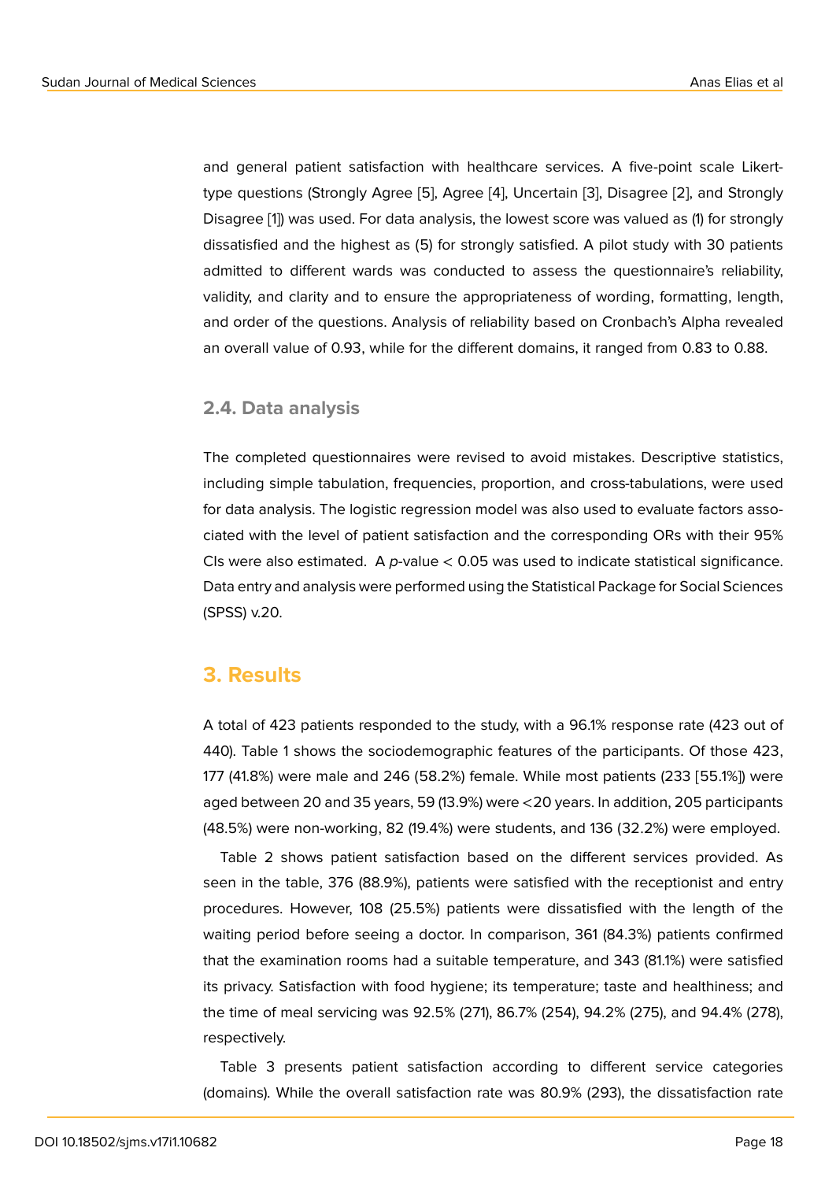and general patient satisfaction with healthcare services. A five-point scale Likert-type questions (Strongly Agree [5], Agree [4], Uncertain [3], Disagree [2], and Strongly Disagree [1]) was used. For data analysis, the lowest score was valued as (1) for strongly dissatisfied and the highest as (5) for strongly satisfied. A pilot study with 30 patients admitted to different wards was conducted to assess the questionnaire's reliability, validity, and clarity and to ensure the appropriateness of wording, formatting, length, and order of the questions. Analysis of reliability based on Cronbach's Alpha revealed an overall value of 0.93, while for the different domains, it ranged from 0.83 to 0.88.

### 2.4. Data analysis

The completed questionnaires were revised to avoid mistakes. Descriptive statistics, including simple tabulation, frequencies, proportion, and cross-tabulations, were used for data analysis. The logistic regression model was also used to evaluate factors associated with the level of patient satisfaction and the corresponding ORs with their 95% CIs were also estimated. A $p$-value $< 0.05$ was used to indicate statistical significance. Data entry and analysis were performed using the Statistical Package for Social Sciences (SPSS) v.20.

## 3. Results

A total of 423 patients responded to the study, with a 96.1% response rate (423 out of 440). Table 1 shows the sociodemographic features of the participants. Of those 423, 177 (41.8%) were male and 246 (58.2%) female. While most patients (233 [55.1%]) were aged between 20 and 35 years, 59 (13.9%) were <20 years. In addition, 205 participants (48.5%) were non-working, 82 (19.4%) were students, and 136 (32.2%) were employed.

Table 2 shows patient satisfaction based on the different services provided. As seen in the table, 376 (88.9%), patients were satisfied with the receptionist and entry procedures. However, 108 (25.5%) patients were dissatisfied with the length of the waiting period before seeing a doctor. In comparison, 361 (84.3%) patients confirmed that the examination rooms had a suitable temperature, and 343 (81.1%) were satisfied its privacy. Satisfaction with food hygiene; its temperature; taste and healthiness; and the time of meal servicing was 92.5% (271), 86.7% (254), 94.2% (275), and 94.4% (278), respectively.

Table 3 presents patient satisfaction according to different service categories (domains). While the overall satisfaction rate was 80.9% (293), the dissatisfaction rate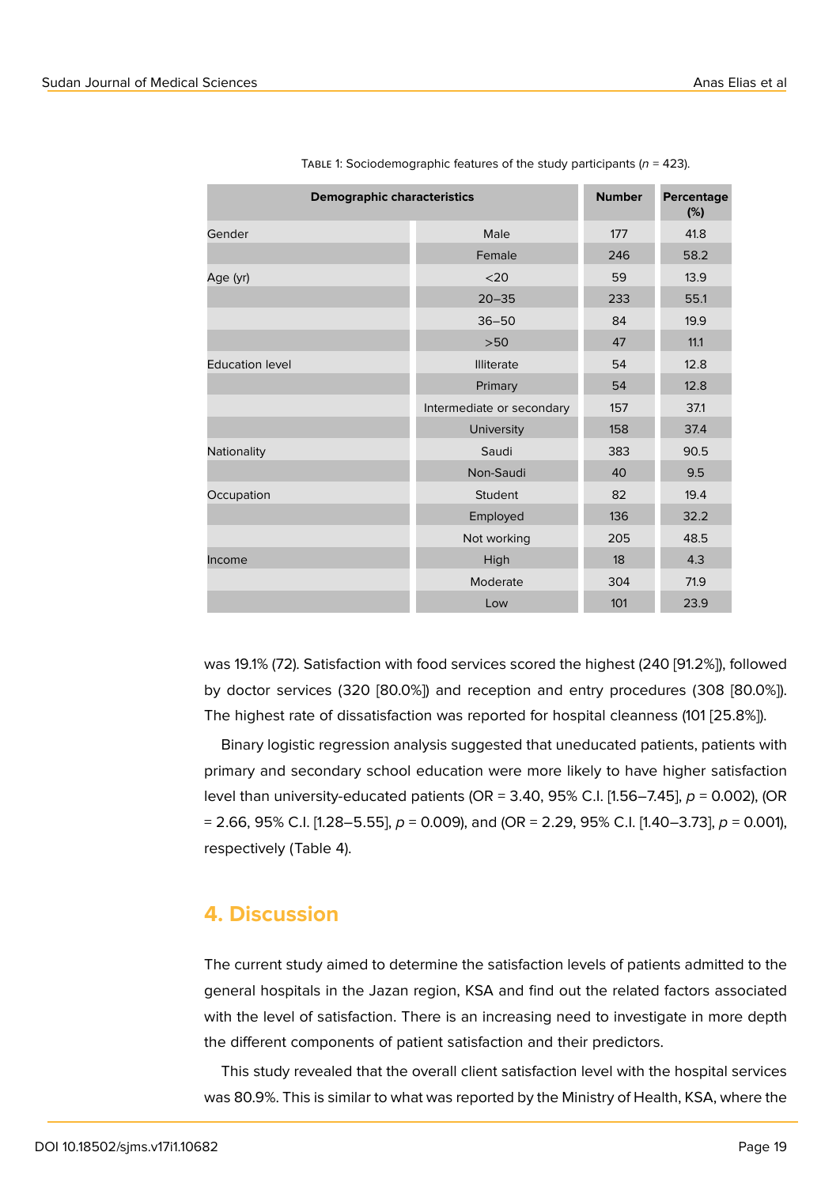Table 1: Sociodemographic features of the study participants (*n* = 423).

| Demographic characteristics | | Number | Percentage (%) |
|---|---|---|---|
| Gender | Male | 177 | 41.8 |
| | Female | 246 | 58.2 |
| Age (yr) | <20 | 59 | 13.9 |
| | 20–35 | 233 | 55.1 |
| | 36–50 | 84 | 19.9 |
| | >50 | 47 | 11.1 |
| Education level | Illiterate | 54 | 12.8 |
| | Primary | 54 | 12.8 |
| | Intermediate or secondary | 157 | 37.1 |
| | University | 158 | 37.4 |
| Nationality | Saudi | 383 | 90.5 |
| | Non-Saudi | 40 | 9.5 |
| Occupation | Student | 82 | 19.4 |
| | Employed | 136 | 32.2 |
| | Not working | 205 | 48.5 |
| Income | High | 18 | 4.3 |
| | Moderate | 304 | 71.9 |
| | Low | 101 | 23.9 |

was 19.1% (72). Satisfaction with food services scored the highest (240 [91.2%]), followed by doctor services (320 [80.0%]) and reception and entry procedures (308 [80.0%]). The highest rate of dissatisfaction was reported for hospital cleanness (101 [25.8%]).

Binary logistic regression analysis suggested that uneducated patients, patients with primary and secondary school education were more likely to have higher satisfaction level than university-educated patients (OR = 3.40, 95% C.I. [1.56–7.45], $p = 0.002$), (OR = 2.66, 95% C.I. [1.28–5.55], $p = 0.009$), and (OR = 2.29, 95% C.I. [1.40–3.73], $p = 0.001$), respectively (Table 4).

## 4. Discussion

The current study aimed to determine the satisfaction levels of patients admitted to the general hospitals in the Jazan region, KSA and find out the related factors associated with the level of satisfaction. There is an increasing need to investigate in more depth the different components of patient satisfaction and their predictors.

This study revealed that the overall client satisfaction level with the hospital services was 80.9%. This is similar to what was reported by the Ministry of Health, KSA, where the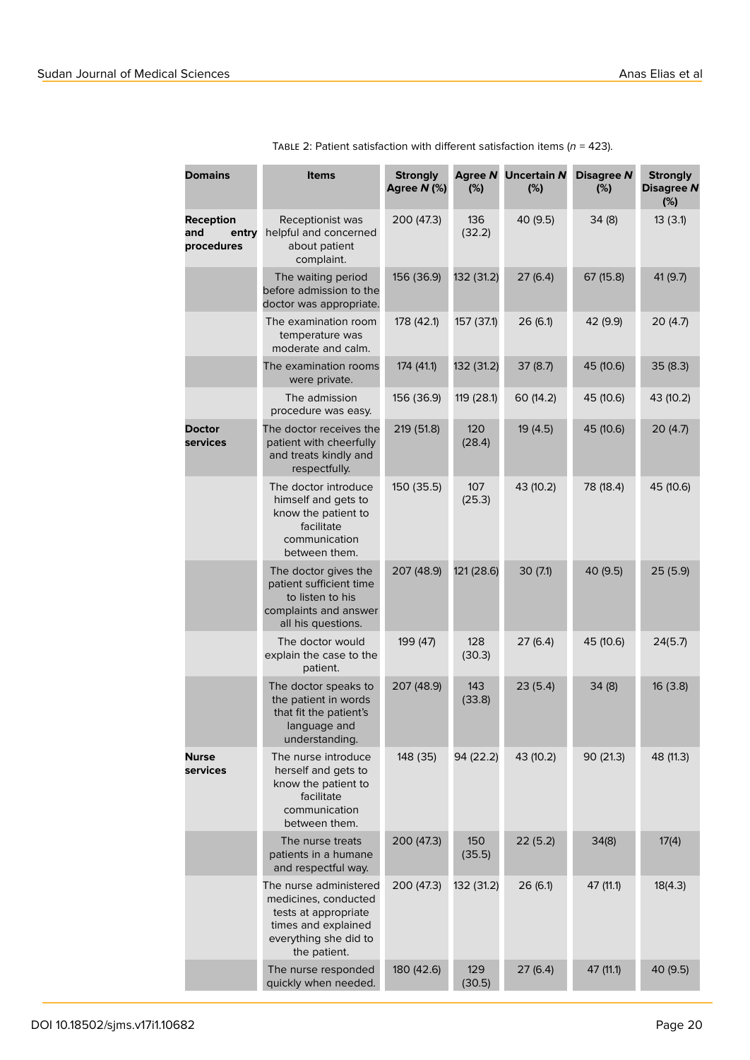Table 2: Patient satisfaction with different satisfaction items ($n$ = 423).

| Domains | Items | Strongly Agree *N* (%) | Agree *N* (%) | Uncertain *N* (%) | Disagree *N* (%) | Strongly Disagree *N* (%) |
|---|---|---|---|---|---|---|
| **Reception and entry procedures** | Receptionist was helpful and concerned about patient complaint. | 200 (47.3) | 136 (32.2) | 40 (9.5) | 34 (8) | 13 (3.1) |
| | The waiting period before admission to the doctor was appropriate. | 156 (36.9) | 132 (31.2) | 27 (6.4) | 67 (15.8) | 41 (9.7) |
| | The examination room temperature was moderate and calm. | 178 (42.1) | 157 (37.1) | 26 (6.1) | 42 (9.9) | 20 (4.7) |
| | The examination rooms were private. | 174 (41.1) | 132 (31.2) | 37 (8.7) | 45 (10.6) | 35 (8.3) |
| | The admission procedure was easy. | 156 (36.9) | 119 (28.1) | 60 (14.2) | 45 (10.6) | 43 (10.2) |
| **Doctor services** | The doctor receives the patient with cheerfully and treats kindly and respectfully. | 219 (51.8) | 120 (28.4) | 19 (4.5) | 45 (10.6) | 20 (4.7) |
| | The doctor introduce himself and gets to know the patient to facilitate communication between them. | 150 (35.5) | 107 (25.3) | 43 (10.2) | 78 (18.4) | 45 (10.6) |
| | The doctor gives the patient sufficient time to listen to his complaints and answer all his questions. | 207 (48.9) | 121 (28.6) | 30 (7.1) | 40 (9.5) | 25 (5.9) |
| | The doctor would explain the case to the patient. | 199 (47) | 128 (30.3) | 27 (6.4) | 45 (10.6) | 24(5.7) |
| | The doctor speaks to the patient in words that fit the patient's language and understanding. | 207 (48.9) | 143 (33.8) | 23 (5.4) | 34 (8) | 16 (3.8) |
| **Nurse services** | The nurse introduce herself and gets to know the patient to facilitate communication between them. | 148 (35) | 94 (22.2) | 43 (10.2) | 90 (21.3) | 48 (11.3) |
| | The nurse treats patients in a humane and respectful way. | 200 (47.3) | 150 (35.5) | 22 (5.2) | 34(8) | 17(4) |
| | The nurse administered medicines, conducted tests at appropriate times and explained everything she did to the patient. | 200 (47.3) | 132 (31.2) | 26 (6.1) | 47 (11.1) | 18(4.3) |
| | The nurse responded quickly when needed. | 180 (42.6) | 129 (30.5) | 27 (6.4) | 47 (11.1) | 40 (9.5) |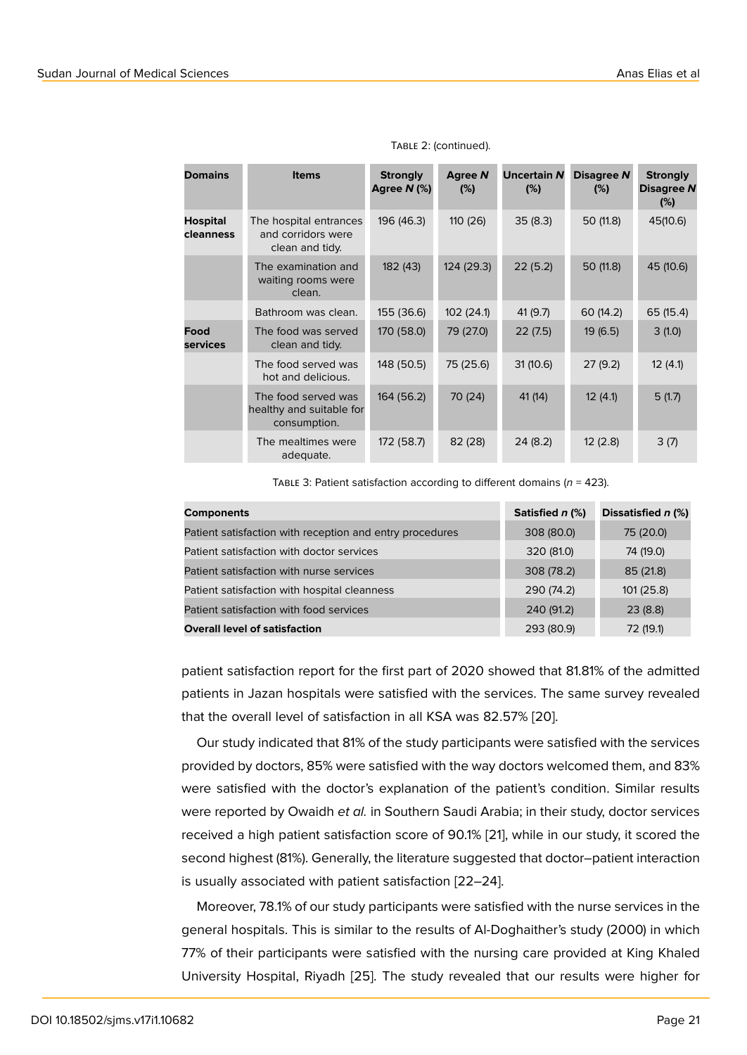TABLE 2: (continued).

| Domains | Items | Strongly Agree *N* (%) | Agree *N* (%) | Uncertain *N* (%) | Disagree *N* (%) | Strongly Disagree *N* (%) |
|---|---|---|---|---|---|---|
| **Hospital cleanness** | The hospital entrances and corridors were clean and tidy. | 196 (46.3) | 110 (26) | 35 (8.3) | 50 (11.8) | 45(10.6) |
| | The examination and waiting rooms were clean. | 182 (43) | 124 (29.3) | 22 (5.2) | 50 (11.8) | 45 (10.6) |
| | Bathroom was clean. | 155 (36.6) | 102 (24.1) | 41 (9.7) | 60 (14.2) | 65 (15.4) |
| **Food services** | The food was served clean and tidy. | 170 (58.0) | 79 (27.0) | 22 (7.5) | 19 (6.5) | 3 (1.0) |
| | The food served was hot and delicious. | 148 (50.5) | 75 (25.6) | 31 (10.6) | 27 (9.2) | 12 (4.1) |
| | The food served was healthy and suitable for consumption. | 164 (56.2) | 70 (24) | 41 (14) | 12 (4.1) | 5 (1.7) |
| | The mealtimes were adequate. | 172 (58.7) | 82 (28) | 24 (8.2) | 12 (2.8) | 3 (7) |

TABLE 3: Patient satisfaction according to different domains ($n$ = 423).

| Components | Satisfied *n* (%) | Dissatisfied *n* (%) |
|---|---|---|
| Patient satisfaction with reception and entry procedures | 308 (80.0) | 75 (20.0) |
| Patient satisfaction with doctor services | 320 (81.0) | 74 (19.0) |
| Patient satisfaction with nurse services | 308 (78.2) | 85 (21.8) |
| Patient satisfaction with hospital cleanness | 290 (74.2) | 101 (25.8) |
| Patient satisfaction with food services | 240 (91.2) | 23 (8.8) |
| **Overall level of satisfaction** | 293 (80.9) | 72 (19.1) |

patient satisfaction report for the first part of 2020 showed that 81.81% of the admitted patients in Jazan hospitals were satisfied with the services. The same survey revealed that the overall level of satisfaction in all KSA was 82.57% [20].

Our study indicated that 81% of the study participants were satisfied with the services provided by doctors, 85% were satisfied with the way doctors welcomed them, and 83% were satisfied with the doctor's explanation of the patient's condition. Similar results were reported by Owaidh *et al.* in Southern Saudi Arabia; in their study, doctor services received a high patient satisfaction score of 90.1% [21], while in our study, it scored the second highest (81%). Generally, the literature suggested that doctor–patient interaction is usually associated with patient satisfaction [22–24].

Moreover, 78.1% of our study participants were satisfied with the nurse services in the general hospitals. This is similar to the results of Al-Doghaither's study (2000) in which 77% of their participants were satisfied with the nursing care provided at King Khaled University Hospital, Riyadh [25]. The study revealed that our results were higher for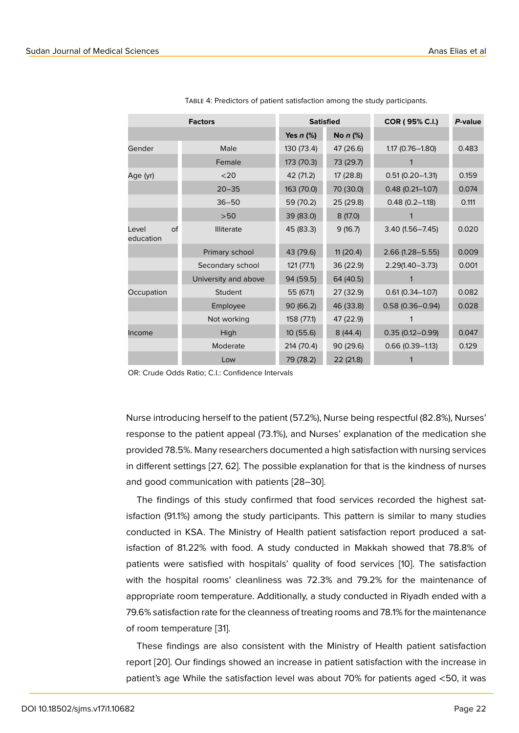Table 4: Predictors of patient satisfaction among the study participants.

| Factors | | Satisfied | | COR ( 95% C.I.) | *P*-value |
|---|---|---|---|---|---|
| | | Yes *n* (%) | No *n* (%) | | |
| Gender | Male | 130 (73.4) | 47 (26.6) | 1.17 (0.76–1.80) | 0.483 |
| | Female | 173 (70.3) | 73 (29.7) | 1 | |
| Age (yr) | <20 | 42 (71.2) | 17 (28.8) | 0.51 (0.20–1.31) | 0.159 |
| | 20–35 | 163 (70.0) | 70 (30.0) | 0.48 (0.21–1.07) | 0.074 |
| | 36–50 | 59 (70.2) | 25 (29.8) | 0.48 (0.2–1.18) | 0.111 |
| | >50 | 39 (83.0) | 8 (17.0) | 1 | |
| Level of education | Illiterate | 45 (83.3) | 9 (16.7) | 3.40 (1.56–7.45) | 0.020 |
| | Primary school | 43 (79.6) | 11 (20.4) | 2.66 (1.28–5.55) | 0.009 |
| | Secondary school | 121 (77.1) | 36 (22.9) | 2.29(1.40–3.73) | 0.001 |
| | University and above | 94 (59.5) | 64 (40.5) | 1 | |
| Occupation | Student | 55 (67.1) | 27 (32.9) | 0.61 (0.34–1.07) | 0.082 |
| | Employee | 90 (66.2) | 46 (33.8) | 0.58 (0.36–0.94) | 0.028 |
| | Not working | 158 (77.1) | 47 (22.9) | 1 | |
| Income | High | 10 (55.6) | 8 (44.4) | 0.35 (0.12–0.99) | 0.047 |
| | Moderate | 214 (70.4) | 90 (29.6) | 0.66 (0.39–1.13) | 0.129 |
| | Low | 79 (78.2) | 22 (21.8) | 1 | |

OR: Crude Odds Ratio; C.I.: Confidence Intervals

Nurse introducing herself to the patient (57.2%), Nurse being respectful (82.8%), Nurses' response to the patient appeal (73.1%), and Nurses' explanation of the medication she provided 78.5%. Many researchers documented a high satisfaction with nursing services in different settings [27, 62]. The possible explanation for that is the kindness of nurses and good communication with patients [28–30].

The findings of this study confirmed that food services recorded the highest satisfaction (91.1%) among the study participants. This pattern is similar to many studies conducted in KSA. The Ministry of Health patient satisfaction report produced a satisfaction of 81.22% with food. A study conducted in Makkah showed that 78.8% of patients were satisfied with hospitals' quality of food services [10]. The satisfaction with the hospital rooms' cleanliness was 72.3% and 79.2% for the maintenance of appropriate room temperature. Additionally, a study conducted in Riyadh ended with a 79.6% satisfaction rate for the cleanness of treating rooms and 78.1% for the maintenance of room temperature [31].

These findings are also consistent with the Ministry of Health patient satisfaction report [20]. Our findings showed an increase in patient satisfaction with the increase in patient's age While the satisfaction level was about 70% for patients aged <50, it was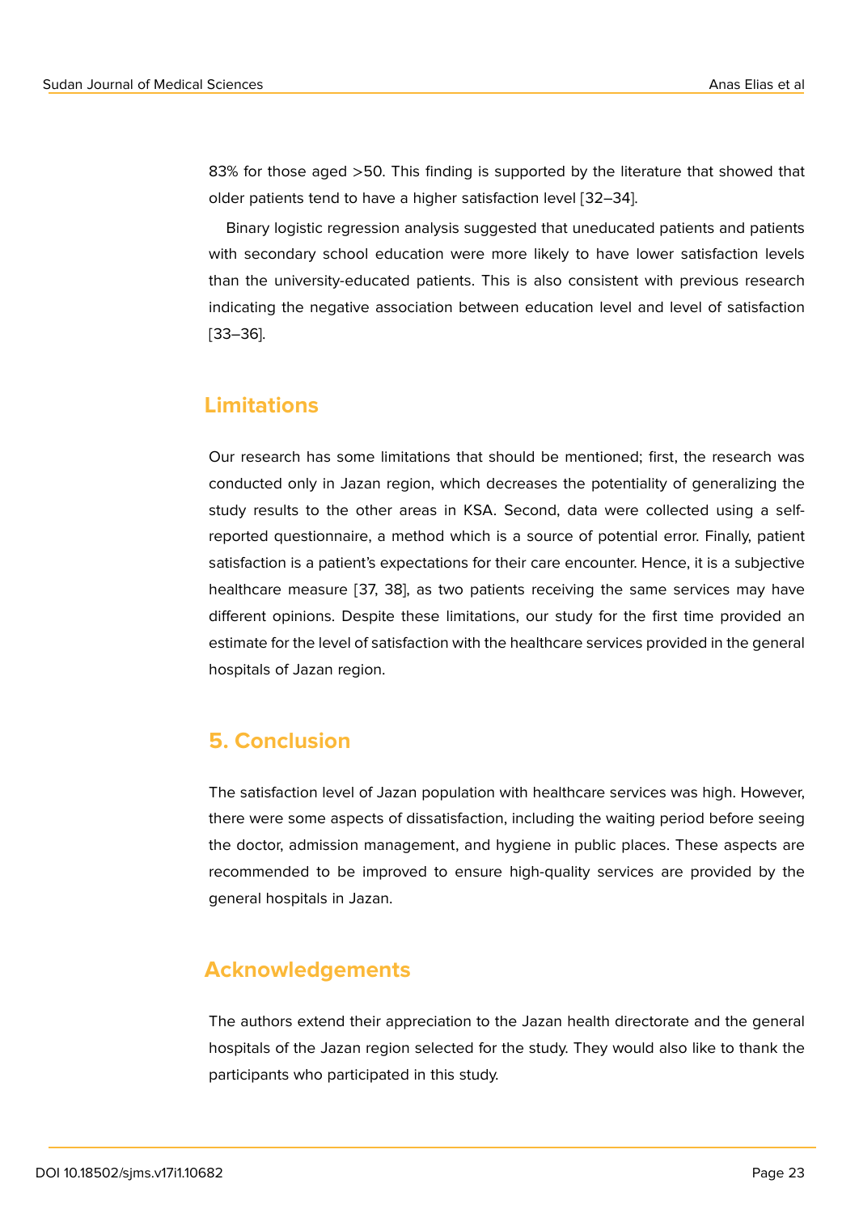83% for those aged >50. This finding is supported by the literature that showed that older patients tend to have a higher satisfaction level [32–34].

Binary logistic regression analysis suggested that uneducated patients and patients with secondary school education were more likely to have lower satisfaction levels than the university-educated patients. This is also consistent with previous research indicating the negative association between education level and level of satisfaction [33–36].

## Limitations

Our research has some limitations that should be mentioned; first, the research was conducted only in Jazan region, which decreases the potentiality of generalizing the study results to the other areas in KSA. Second, data were collected using a self-reported questionnaire, a method which is a source of potential error. Finally, patient satisfaction is a patient's expectations for their care encounter. Hence, it is a subjective healthcare measure [37, 38], as two patients receiving the same services may have different opinions. Despite these limitations, our study for the first time provided an estimate for the level of satisfaction with the healthcare services provided in the general hospitals of Jazan region.

## 5. Conclusion

The satisfaction level of Jazan population with healthcare services was high. However, there were some aspects of dissatisfaction, including the waiting period before seeing the doctor, admission management, and hygiene in public places. These aspects are recommended to be improved to ensure high-quality services are provided by the general hospitals in Jazan.

## Acknowledgements

The authors extend their appreciation to the Jazan health directorate and the general hospitals of the Jazan region selected for the study. They would also like to thank the participants who participated in this study.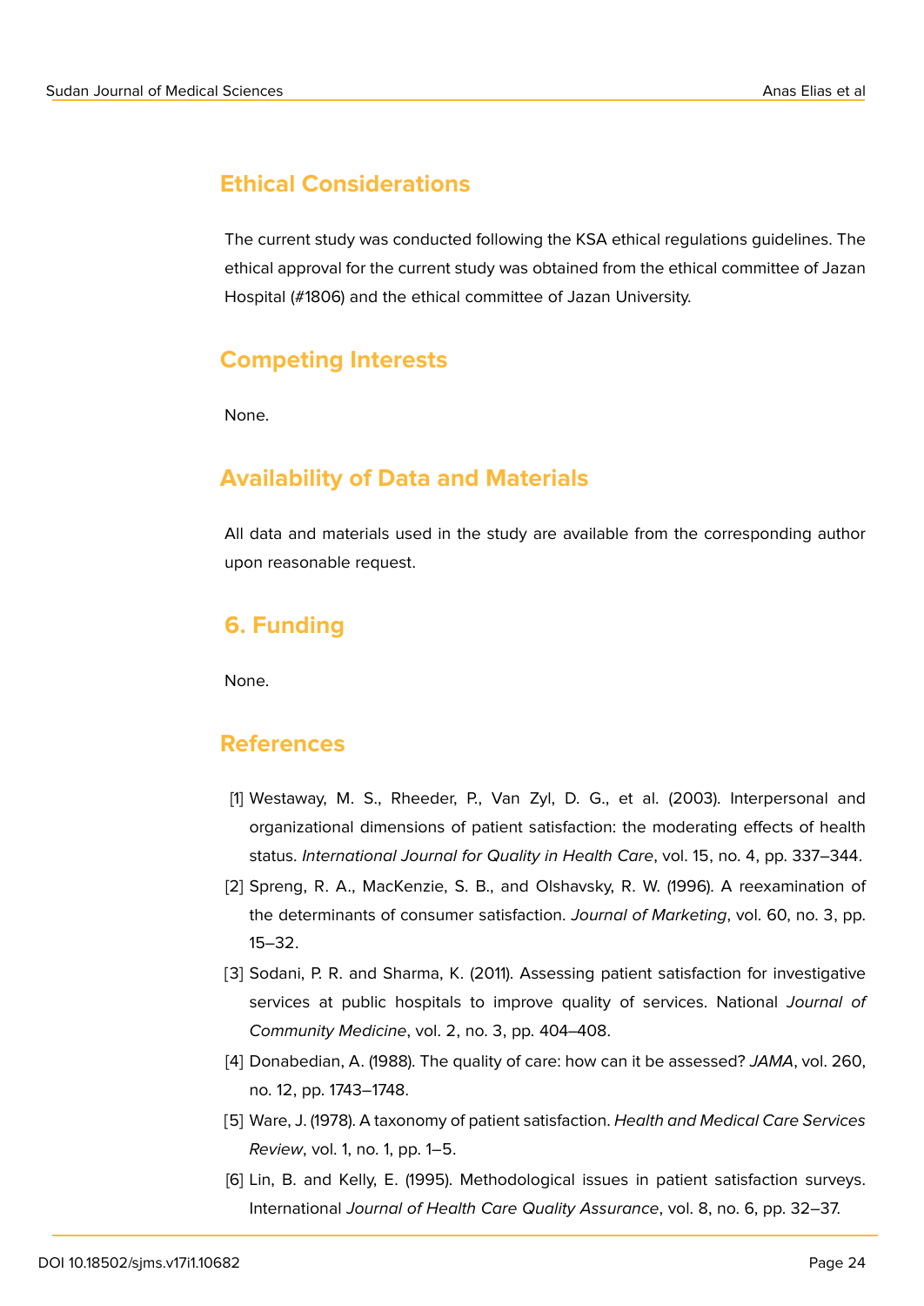## Ethical Considerations

The current study was conducted following the KSA ethical regulations guidelines. The ethical approval for the current study was obtained from the ethical committee of Jazan Hospital (#1806) and the ethical committee of Jazan University.

## Competing Interests

None.

## Availability of Data and Materials

All data and materials used in the study are available from the corresponding author upon reasonable request.

## 6. Funding

None.

## References

[1] Westaway, M. S., Rheeder, P., Van Zyl, D. G., et al. (2003). Interpersonal and organizational dimensions of patient satisfaction: the moderating effects of health status. *International Journal for Quality in Health Care*, vol. 15, no. 4, pp. 337–344.

[2] Spreng, R. A., MacKenzie, S. B., and Olshavsky, R. W. (1996). A reexamination of the determinants of consumer satisfaction. *Journal of Marketing*, vol. 60, no. 3, pp. 15–32.

[3] Sodani, P. R. and Sharma, K. (2011). Assessing patient satisfaction for investigative services at public hospitals to improve quality of services. National *Journal of Community Medicine*, vol. 2, no. 3, pp. 404–408.

[4] Donabedian, A. (1988). The quality of care: how can it be assessed? *JAMA*, vol. 260, no. 12, pp. 1743–1748.

[5] Ware, J. (1978). A taxonomy of patient satisfaction. *Health and Medical Care Services Review*, vol. 1, no. 1, pp. 1–5.

[6] Lin, B. and Kelly, E. (1995). Methodological issues in patient satisfaction surveys. International *Journal of Health Care Quality Assurance*, vol. 8, no. 6, pp. 32–37.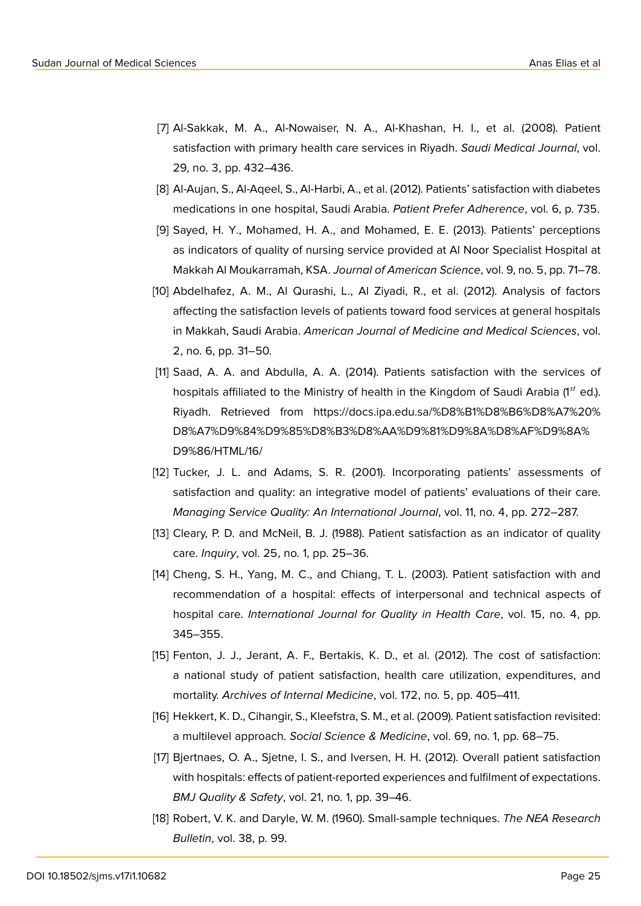[7] Al-Sakkak, M. A., Al-Nowaiser, N. A., Al-Khashan, H. I., et al. (2008). Patient satisfaction with primary health care services in Riyadh. *Saudi Medical Journal*, vol. 29, no. 3, pp. 432–436.

[8] Al-Aujan, S., Al-Aqeel, S., Al-Harbi, A., et al. (2012). Patients' satisfaction with diabetes medications in one hospital, Saudi Arabia. *Patient Prefer Adherence*, vol. 6, p. 735.

[9] Sayed, H. Y., Mohamed, H. A., and Mohamed, E. E. (2013). Patients' perceptions as indicators of quality of nursing service provided at Al Noor Specialist Hospital at Makkah Al Moukarramah, KSA. *Journal of American Science*, vol. 9, no. 5, pp. 71–78.

[10] Abdelhafez, A. M., Al Qurashi, L., Al Ziyadi, R., et al. (2012). Analysis of factors affecting the satisfaction levels of patients toward food services at general hospitals in Makkah, Saudi Arabia. *American Journal of Medicine and Medical Sciences*, vol. 2, no. 6, pp. 31–50.

[11] Saad, A. A. and Abdulla, A. A. (2014). Patients satisfaction with the services of hospitals affiliated to the Ministry of health in the Kingdom of Saudi Arabia (1st ed.). Riyadh. Retrieved from https://docs.ipa.edu.sa/%D8%B1%D8%B6%D8%A7%20%D8%A7%D9%84%D9%85%D8%B3%D8%AA%D9%81%D9%8A%D8%AF%D9%8A%D9%86/HTML/16/

[12] Tucker, J. L. and Adams, S. R. (2001). Incorporating patients' assessments of satisfaction and quality: an integrative model of patients' evaluations of their care. *Managing Service Quality: An International Journal*, vol. 11, no. 4, pp. 272–287.

[13] Cleary, P. D. and McNeil, B. J. (1988). Patient satisfaction as an indicator of quality care. *Inquiry*, vol. 25, no. 1, pp. 25–36.

[14] Cheng, S. H., Yang, M. C., and Chiang, T. L. (2003). Patient satisfaction with and recommendation of a hospital: effects of interpersonal and technical aspects of hospital care. *International Journal for Quality in Health Care*, vol. 15, no. 4, pp. 345–355.

[15] Fenton, J. J., Jerant, A. F., Bertakis, K. D., et al. (2012). The cost of satisfaction: a national study of patient satisfaction, health care utilization, expenditures, and mortality. *Archives of Internal Medicine*, vol. 172, no. 5, pp. 405–411.

[16] Hekkert, K. D., Cihangir, S., Kleefstra, S. M., et al. (2009). Patient satisfaction revisited: a multilevel approach. *Social Science & Medicine*, vol. 69, no. 1, pp. 68–75.

[17] Bjertnaes, O. A., Sjetne, I. S., and Iversen, H. H. (2012). Overall patient satisfaction with hospitals: effects of patient-reported experiences and fulfilment of expectations. *BMJ Quality & Safety*, vol. 21, no. 1, pp. 39–46.

[18] Robert, V. K. and Daryle, W. M. (1960). Small-sample techniques. *The NEA Research Bulletin*, vol. 38, p. 99.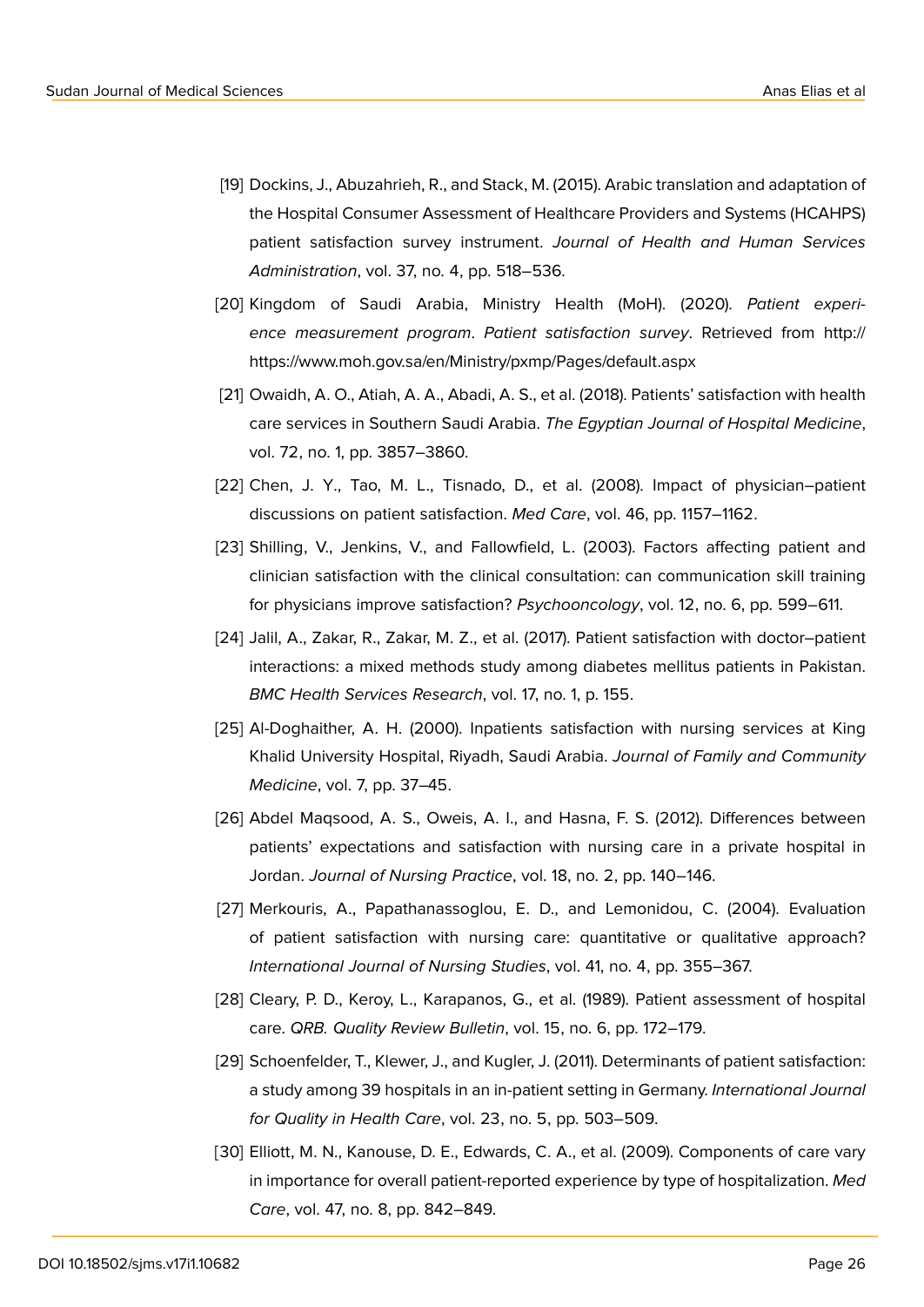[19] Dockins, J., Abuzahrieh, R., and Stack, M. (2015). Arabic translation and adaptation of the Hospital Consumer Assessment of Healthcare Providers and Systems (HCAHPS) patient satisfaction survey instrument. *Journal of Health and Human Services Administration*, vol. 37, no. 4, pp. 518–536.

[20] Kingdom of Saudi Arabia, Ministry Health (MoH). (2020). *Patient experience measurement program*. *Patient satisfaction survey*. Retrieved from http://https://www.moh.gov.sa/en/Ministry/pxmp/Pages/default.aspx

[21] Owaidh, A. O., Atiah, A. A., Abadi, A. S., et al. (2018). Patients' satisfaction with health care services in Southern Saudi Arabia. *The Egyptian Journal of Hospital Medicine*, vol. 72, no. 1, pp. 3857–3860.

[22] Chen, J. Y., Tao, M. L., Tisnado, D., et al. (2008). Impact of physician–patient discussions on patient satisfaction. *Med Care*, vol. 46, pp. 1157–1162.

[23] Shilling, V., Jenkins, V., and Fallowfield, L. (2003). Factors affecting patient and clinician satisfaction with the clinical consultation: can communication skill training for physicians improve satisfaction? *Psychooncology*, vol. 12, no. 6, pp. 599–611.

[24] Jalil, A., Zakar, R., Zakar, M. Z., et al. (2017). Patient satisfaction with doctor–patient interactions: a mixed methods study among diabetes mellitus patients in Pakistan. *BMC Health Services Research*, vol. 17, no. 1, p. 155.

[25] Al-Doghaither, A. H. (2000). Inpatients satisfaction with nursing services at King Khalid University Hospital, Riyadh, Saudi Arabia. *Journal of Family and Community Medicine*, vol. 7, pp. 37–45.

[26] Abdel Maqsood, A. S., Oweis, A. I., and Hasna, F. S. (2012). Differences between patients' expectations and satisfaction with nursing care in a private hospital in Jordan. *Journal of Nursing Practice*, vol. 18, no. 2, pp. 140–146.

[27] Merkouris, A., Papathanassoglou, E. D., and Lemonidou, C. (2004). Evaluation of patient satisfaction with nursing care: quantitative or qualitative approach? *International Journal of Nursing Studies*, vol. 41, no. 4, pp. 355–367.

[28] Cleary, P. D., Keroy, L., Karapanos, G., et al. (1989). Patient assessment of hospital care. *QRB. Quality Review Bulletin*, vol. 15, no. 6, pp. 172–179.

[29] Schoenfelder, T., Klewer, J., and Kugler, J. (2011). Determinants of patient satisfaction: a study among 39 hospitals in an in-patient setting in Germany. *International Journal for Quality in Health Care*, vol. 23, no. 5, pp. 503–509.

[30] Elliott, M. N., Kanouse, D. E., Edwards, C. A., et al. (2009). Components of care vary in importance for overall patient-reported experience by type of hospitalization. *Med Care*, vol. 47, no. 8, pp. 842–849.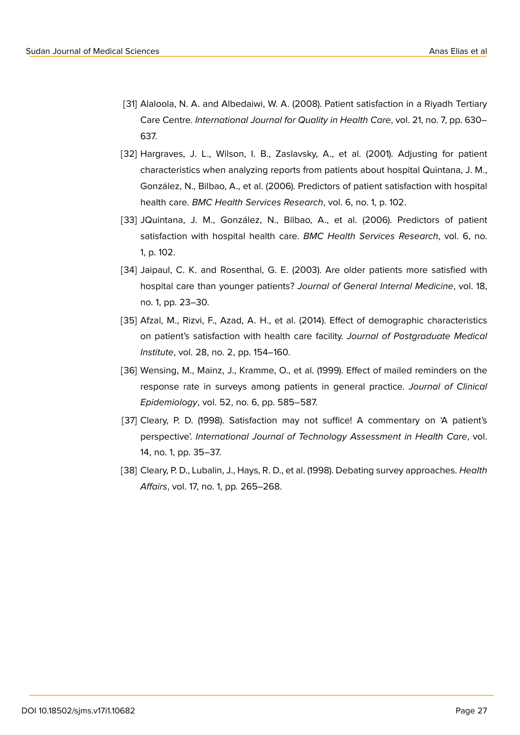[31] Alaloola, N. A. and Albedaiwi, W. A. (2008). Patient satisfaction in a Riyadh Tertiary Care Centre. *International Journal for Quality in Health Care*, vol. 21, no. 7, pp. 630–637.

[32] Hargraves, J. L., Wilson, I. B., Zaslavsky, A., et al. (2001). Adjusting for patient characteristics when analyzing reports from patients about hospital Quintana, J. M., González, N., Bilbao, A., et al. (2006). Predictors of patient satisfaction with hospital health care. *BMC Health Services Research*, vol. 6, no. 1, p. 102.

[33] JQuintana, J. M., González, N., Bilbao, A., et al. (2006). Predictors of patient satisfaction with hospital health care. *BMC Health Services Research*, vol. 6, no. 1, p. 102.

[34] Jaipaul, C. K. and Rosenthal, G. E. (2003). Are older patients more satisfied with hospital care than younger patients? *Journal of General Internal Medicine*, vol. 18, no. 1, pp. 23–30.

[35] Afzal, M., Rizvi, F., Azad, A. H., et al. (2014). Effect of demographic characteristics on patient's satisfaction with health care facility. *Journal of Postgraduate Medical Institute*, vol. 28, no. 2, pp. 154–160.

[36] Wensing, M., Mainz, J., Kramme, O., et al. (1999). Effect of mailed reminders on the response rate in surveys among patients in general practice. *Journal of Clinical Epidemiology*, vol. 52, no. 6, pp. 585–587.

[37] Cleary, P. D. (1998). Satisfaction may not suffice! A commentary on 'A patient's perspective'. *International Journal of Technology Assessment in Health Care*, vol. 14, no. 1, pp. 35–37.

[38] Cleary, P. D., Lubalin, J., Hays, R. D., et al. (1998). Debating survey approaches. *Health Affairs*, vol. 17, no. 1, pp. 265–268.